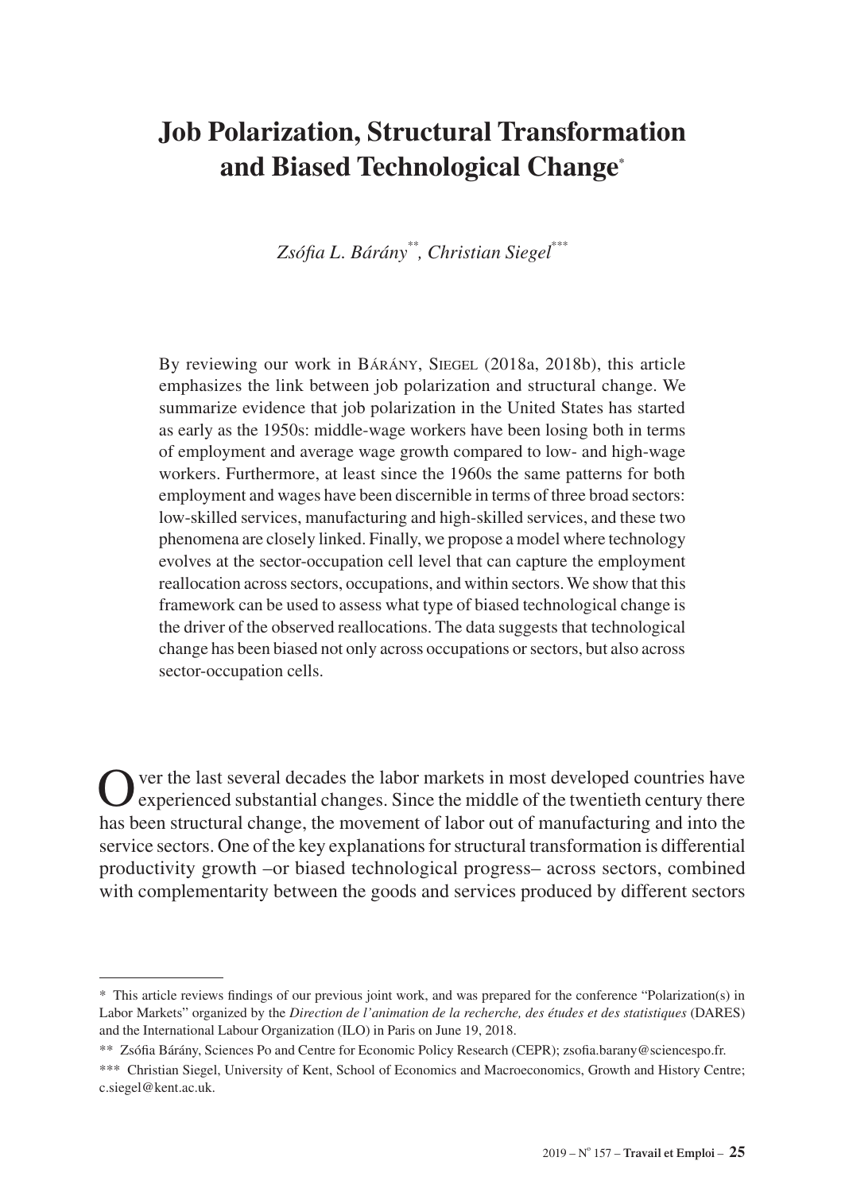# Job Polarization, Structural Transformation and Biased Technological Change[*]

*Zsófia L. Bárány[**], Christian Siegel[***]*

By reviewing our work in Bárány, Siegel (2018a, 2018b), this article emphasizes the link between job polarization and structural change. We summarize evidence that job polarization in the United States has started as early as the 1950s: middle-wage workers have been losing both in terms of employment and average wage growth compared to low- and high-wage workers. Furthermore, at least since the 1960s the same patterns for both employment and wages have been discernible in terms of three broad sectors: low-skilled services, manufacturing and high-skilled services, and these two phenomena are closely linked. Finally, we propose a model where technology evolves at the sector-occupation cell level that can capture the employment reallocation across sectors, occupations, and within sectors. We show that this framework can be used to assess what type of biased technological change is the driver of the observed reallocations. The data suggests that technological change has been biased not only across occupations or sectors, but also across sector-occupation cells.

Over the last several decades the labor markets in most developed countries have experienced substantial changes. Since the middle of the twentieth century there has been structural change, the movement of labor out of manufacturing and into the service sectors. One of the key explanations for structural transformation is differential productivity growth –or biased technological progress– across sectors, combined with complementarity between the goods and services produced by different sectors

---

[*] This article reviews findings of our previous joint work, and was prepared for the conference "Polarization(s) in Labor Markets" organized by the *Direction de l'animation de la recherche, des études et des statistiques* (DARES) and the International Labour Organization (ILO) in Paris on June 19, 2018.

[**] Zsófia Bárány, Sciences Po and Centre for Economic Policy Research (CEPR); zsofia.barany@sciencespo.fr.

[***] Christian Siegel, University of Kent, School of Economics and Macroeconomics, Growth and History Centre; c.siegel@kent.ac.uk.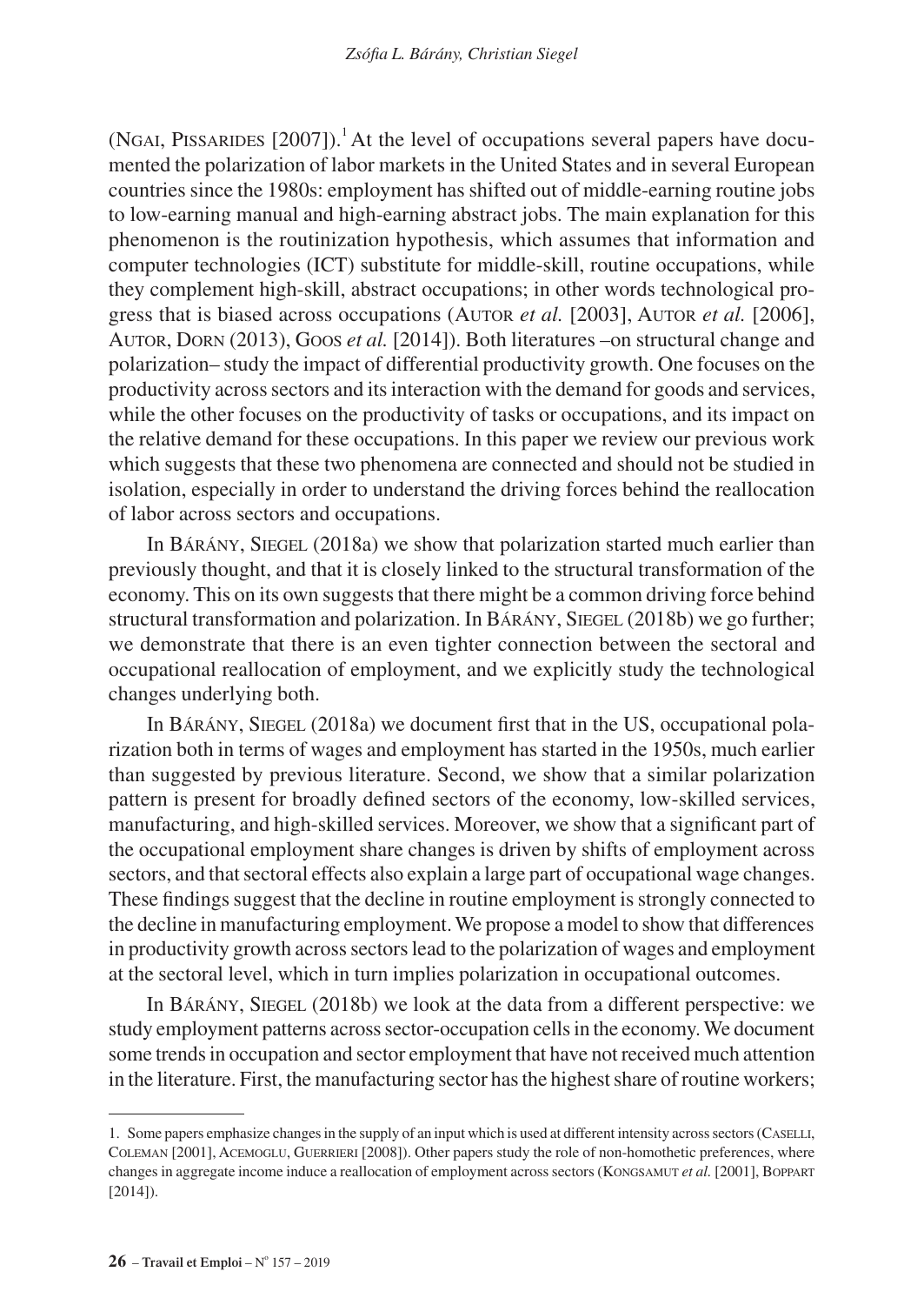(Ngai, Pissarides [2007]).[1] At the level of occupations several papers have documented the polarization of labor markets in the United States and in several European countries since the 1980s: employment has shifted out of middle-earning routine jobs to low-earning manual and high-earning abstract jobs. The main explanation for this phenomenon is the routinization hypothesis, which assumes that information and computer technologies (ICT) substitute for middle-skill, routine occupations, while they complement high-skill, abstract occupations; in other words technological progress that is biased across occupations (Autor *et al.* [2003], Autor *et al.* [2006], Autor, Dorn (2013), Goos *et al.* [2014]). Both literatures –on structural change and polarization– study the impact of differential productivity growth. One focuses on the productivity across sectors and its interaction with the demand for goods and services, while the other focuses on the productivity of tasks or occupations, and its impact on the relative demand for these occupations. In this paper we review our previous work which suggests that these two phenomena are connected and should not be studied in isolation, especially in order to understand the driving forces behind the reallocation of labor across sectors and occupations.

In Bárány, Siegel (2018a) we show that polarization started much earlier than previously thought, and that it is closely linked to the structural transformation of the economy. This on its own suggests that there might be a common driving force behind structural transformation and polarization. In Bárány, Siegel (2018b) we go further; we demonstrate that there is an even tighter connection between the sectoral and occupational reallocation of employment, and we explicitly study the technological changes underlying both.

In Bárány, Siegel (2018a) we document first that in the US, occupational polarization both in terms of wages and employment has started in the 1950s, much earlier than suggested by previous literature. Second, we show that a similar polarization pattern is present for broadly defined sectors of the economy, low-skilled services, manufacturing, and high-skilled services. Moreover, we show that a significant part of the occupational employment share changes is driven by shifts of employment across sectors, and that sectoral effects also explain a large part of occupational wage changes. These findings suggest that the decline in routine employment is strongly connected to the decline in manufacturing employment. We propose a model to show that differences in productivity growth across sectors lead to the polarization of wages and employment at the sectoral level, which in turn implies polarization in occupational outcomes.

In Bárány, Siegel (2018b) we look at the data from a different perspective: we study employment patterns across sector-occupation cells in the economy. We document some trends in occupation and sector employment that have not received much attention in the literature. First, the manufacturing sector has the highest share of routine workers;

[1] Some papers emphasize changes in the supply of an input which is used at different intensity across sectors (Caselli, Coleman [2001], Acemoglu, Guerrieri [2008]). Other papers study the role of non-homothetic preferences, where changes in aggregate income induce a reallocation of employment across sectors (Kongsamut *et al.* [2001], Boppart [2014]).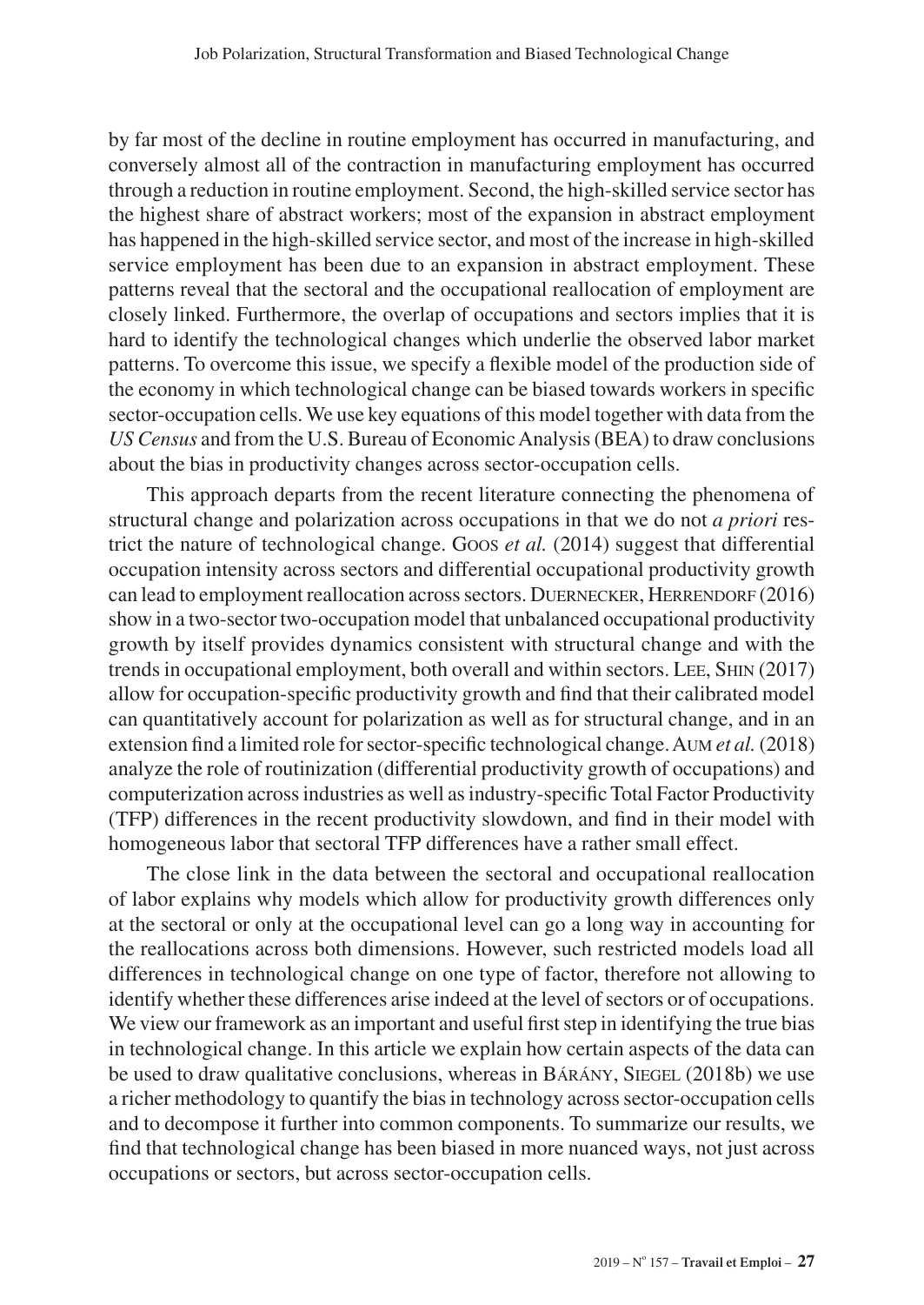by far most of the decline in routine employment has occurred in manufacturing, and conversely almost all of the contraction in manufacturing employment has occurred through a reduction in routine employment. Second, the high-skilled service sector has the highest share of abstract workers; most of the expansion in abstract employment has happened in the high-skilled service sector, and most of the increase in high-skilled service employment has been due to an expansion in abstract employment. These patterns reveal that the sectoral and the occupational reallocation of employment are closely linked. Furthermore, the overlap of occupations and sectors implies that it is hard to identify the technological changes which underlie the observed labor market patterns. To overcome this issue, we specify a flexible model of the production side of the economy in which technological change can be biased towards workers in specific sector-occupation cells. We use key equations of this model together with data from the *US Census* and from the U.S. Bureau of Economic Analysis (BEA) to draw conclusions about the bias in productivity changes across sector-occupation cells.

This approach departs from the recent literature connecting the phenomena of structural change and polarization across occupations in that we do not *a priori* restrict the nature of technological change. Goos *et al.* (2014) suggest that differential occupation intensity across sectors and differential occupational productivity growth can lead to employment reallocation across sectors. Duernecker, Herrendorf (2016) show in a two-sector two-occupation model that unbalanced occupational productivity growth by itself provides dynamics consistent with structural change and with the trends in occupational employment, both overall and within sectors. Lee, Shin (2017) allow for occupation-specific productivity growth and find that their calibrated model can quantitatively account for polarization as well as for structural change, and in an extension find a limited role for sector-specific technological change. Aum *et al.* (2018) analyze the role of routinization (differential productivity growth of occupations) and computerization across industries as well as industry-specific Total Factor Productivity (TFP) differences in the recent productivity slowdown, and find in their model with homogeneous labor that sectoral TFP differences have a rather small effect.

The close link in the data between the sectoral and occupational reallocation of labor explains why models which allow for productivity growth differences only at the sectoral or only at the occupational level can go a long way in accounting for the reallocations across both dimensions. However, such restricted models load all differences in technological change on one type of factor, therefore not allowing to identify whether these differences arise indeed at the level of sectors or of occupations. We view our framework as an important and useful first step in identifying the true bias in technological change. In this article we explain how certain aspects of the data can be used to draw qualitative conclusions, whereas in Bárány, Siegel (2018b) we use a richer methodology to quantify the bias in technology across sector-occupation cells and to decompose it further into common components. To summarize our results, we find that technological change has been biased in more nuanced ways, not just across occupations or sectors, but across sector-occupation cells.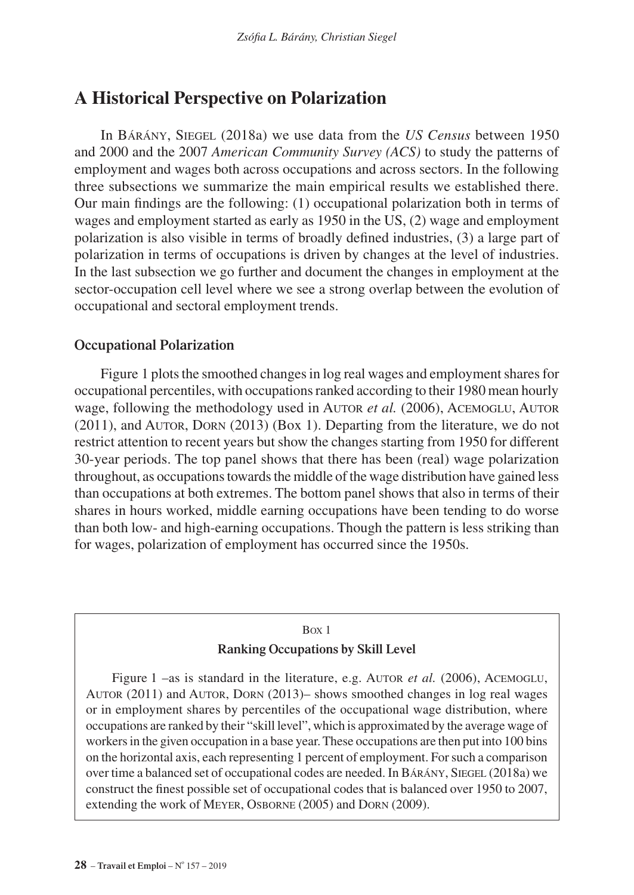## A Historical Perspective on Polarization

In Bárány, Siegel (2018a) we use data from the *US Census* between 1950 and 2000 and the 2007 *American Community Survey (ACS)* to study the patterns of employment and wages both across occupations and across sectors. In the following three subsections we summarize the main empirical results we established there. Our main findings are the following: (1) occupational polarization both in terms of wages and employment started as early as 1950 in the US, (2) wage and employment polarization is also visible in terms of broadly defined industries, (3) a large part of polarization in terms of occupations is driven by changes at the level of industries. In the last subsection we go further and document the changes in employment at the sector-occupation cell level where we see a strong overlap between the evolution of occupational and sectoral employment trends.

### Occupational Polarization

Figure 1 plots the smoothed changes in log real wages and employment shares for occupational percentiles, with occupations ranked according to their 1980 mean hourly wage, following the methodology used in Autor *et al.* (2006), Acemoglu, Autor (2011), and Autor, Dorn (2013) (Box 1). Departing from the literature, we do not restrict attention to recent years but show the changes starting from 1950 for different 30-year periods. The top panel shows that there has been (real) wage polarization throughout, as occupations towards the middle of the wage distribution have gained less than occupations at both extremes. The bottom panel shows that also in terms of their shares in hours worked, middle earning occupations have been tending to do worse than both low- and high-earning occupations. Though the pattern is less striking than for wages, polarization of employment has occurred since the 1950s.

---

Box 1

**Ranking Occupations by Skill Level**

Figure 1 –as is standard in the literature, e.g. Autor *et al.* (2006), Acemoglu, Autor (2011) and Autor, Dorn (2013)– shows smoothed changes in log real wages or in employment shares by percentiles of the occupational wage distribution, where occupations are ranked by their "skill level", which is approximated by the average wage of workers in the given occupation in a base year. These occupations are then put into 100 bins on the horizontal axis, each representing 1 percent of employment. For such a comparison over time a balanced set of occupational codes are needed. In Bárány, Siegel (2018a) we construct the finest possible set of occupational codes that is balanced over 1950 to 2007, extending the work of Meyer, Osborne (2005) and Dorn (2009).

---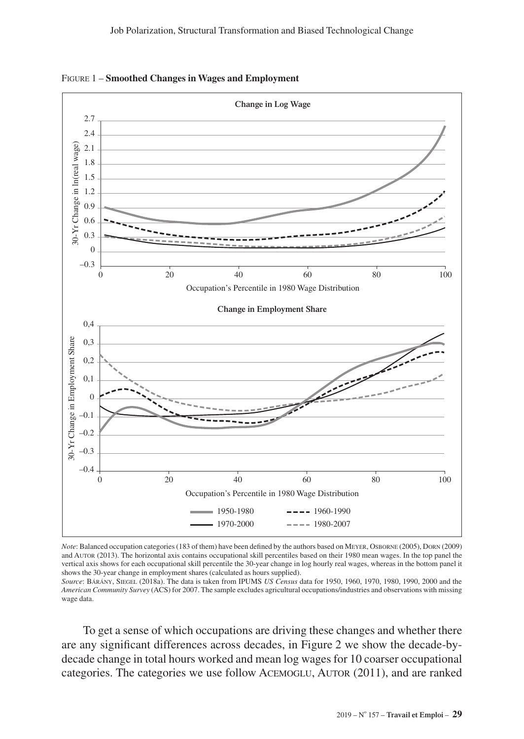Figure 1 – **Smoothed Changes in Wages and Employment**

*Note*: Balanced occupation categories (183 of them) have been defined by the authors based on Meyer, Osborne (2005), Dorn (2009) and Autor (2013). The horizontal axis contains occupational skill percentiles based on their 1980 mean wages. In the top panel the vertical axis shows for each occupational skill percentile the 30-year change in log hourly real wages, whereas in the bottom panel it shows the 30-year change in employment shares (calculated as hours supplied).

*Source*: Bárány, Siegel (2018a). The data is taken from IPUMS *US Census* data for 1950, 1960, 1970, 1980, 1990, 2000 and the *American Community Survey* (ACS) for 2007. The sample excludes agricultural occupations/industries and observations with missing wage data.

To get a sense of which occupations are driving these changes and whether there are any significant differences across decades, in Figure 2 we show the decade-by-decade change in total hours worked and mean log wages for 10 coarser occupational categories. The categories we use follow Acemoglu, Autor (2011), and are ranked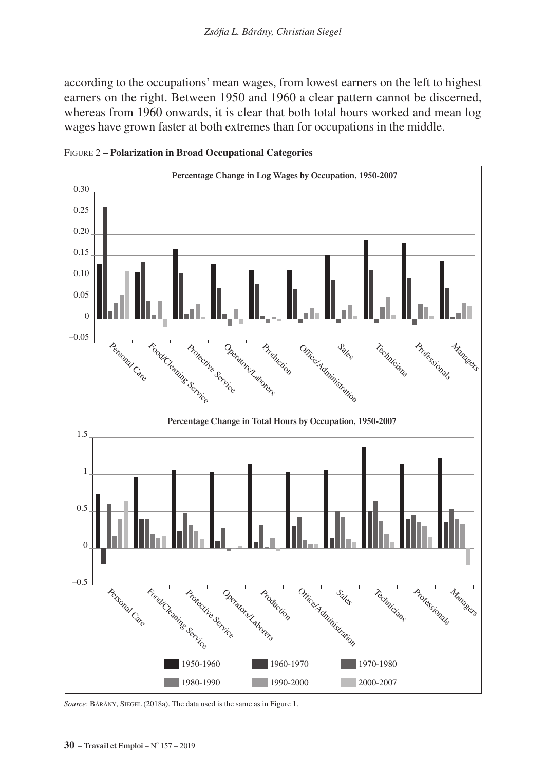according to the occupations' mean wages, from lowest earners on the left to highest earners on the right. Between 1950 and 1960 a clear pattern cannot be discerned, whereas from 1960 onwards, it is clear that both total hours worked and mean log wages have grown faster at both extremes than for occupations in the middle.

FIGURE 2 – **Polarization in Broad Occupational Categories**

*Source*: BÁRÁNY, SIEGEL (2018a). The data used is the same as in Figure 1.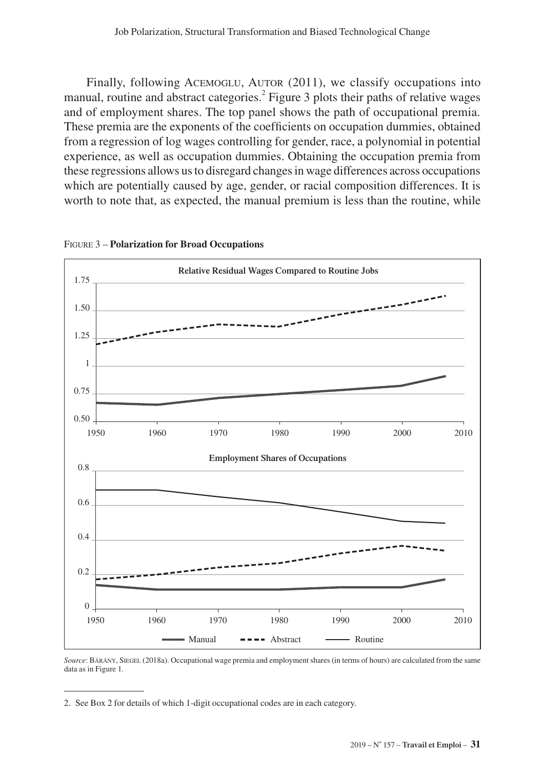Finally, following ACEMOGLU, AUTOR (2011), we classify occupations into manual, routine and abstract categories.[2] Figure 3 plots their paths of relative wages and of employment shares. The top panel shows the path of occupational premia. These premia are the exponents of the coefficients on occupation dummies, obtained from a regression of log wages controlling for gender, race, a polynomial in potential experience, as well as occupation dummies. Obtaining the occupation premia from these regressions allows us to disregard changes in wage differences across occupations which are potentially caused by age, gender, or racial composition differences. It is worth to note that, as expected, the manual premium is less than the routine, while

FIGURE 3 – **Polarization for Broad Occupations**

*Source*: BÁRÁNY, SIEGEL (2018a). Occupational wage premia and employment shares (in terms of hours) are calculated from the same data as in Figure 1.

2. See Box 2 for details of which 1-digit occupational codes are in each category.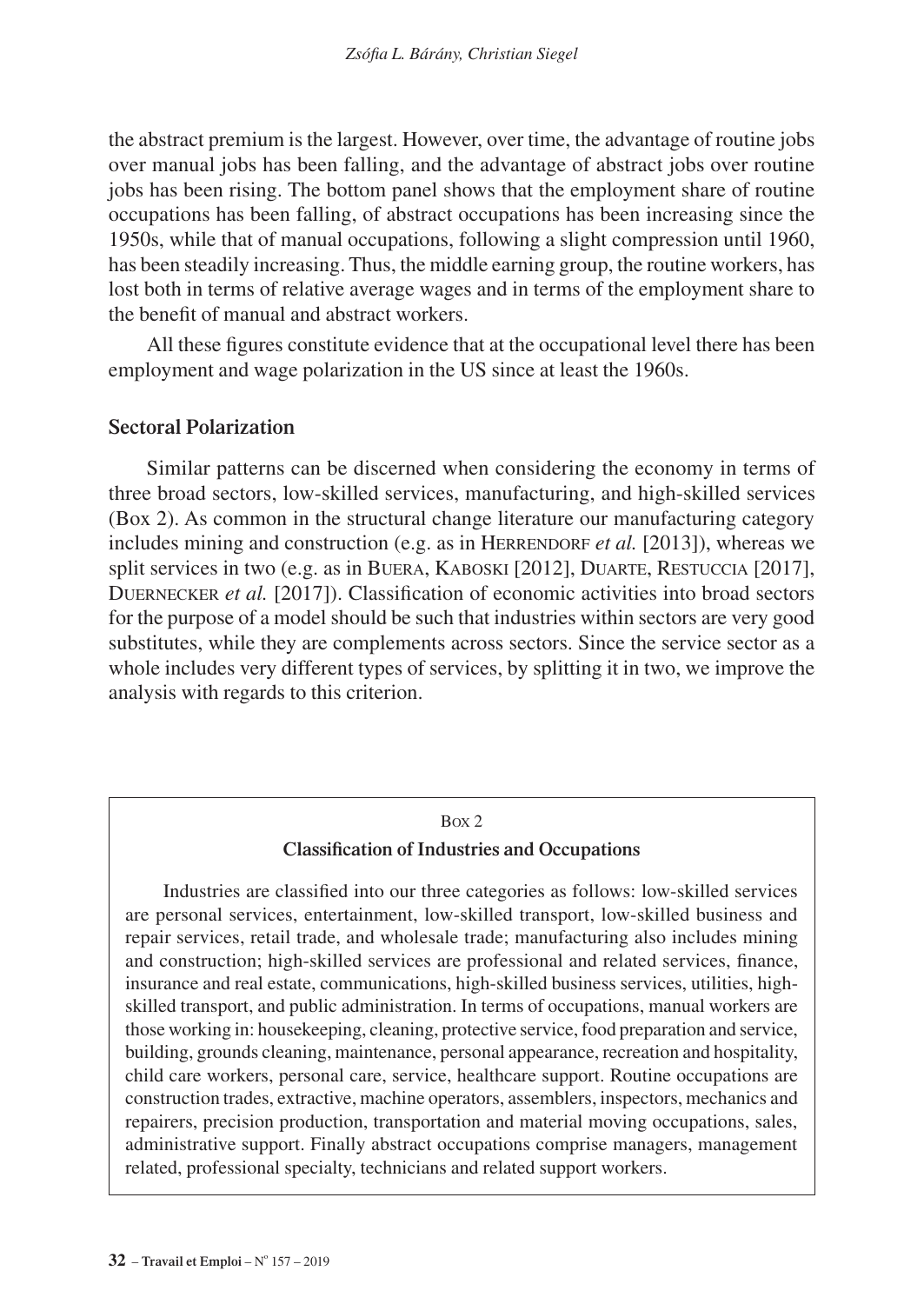the abstract premium is the largest. However, over time, the advantage of routine jobs over manual jobs has been falling, and the advantage of abstract jobs over routine jobs has been rising. The bottom panel shows that the employment share of routine occupations has been falling, of abstract occupations has been increasing since the 1950s, while that of manual occupations, following a slight compression until 1960, has been steadily increasing. Thus, the middle earning group, the routine workers, has lost both in terms of relative average wages and in terms of the employment share to the benefit of manual and abstract workers.

All these figures constitute evidence that at the occupational level there has been employment and wage polarization in the US since at least the 1960s.

## Sectoral Polarization

Similar patterns can be discerned when considering the economy in terms of three broad sectors, low-skilled services, manufacturing, and high-skilled services (Box 2). As common in the structural change literature our manufacturing category includes mining and construction (e.g. as in Herrendorf *et al.* [2013]), whereas we split services in two (e.g. as in Buera, Kaboski [2012], Duarte, Restuccia [2017], Duernecker *et al.* [2017]). Classification of economic activities into broad sectors for the purpose of a model should be such that industries within sectors are very good substitutes, while they are complements across sectors. Since the service sector as a whole includes very different types of services, by splitting it in two, we improve the analysis with regards to this criterion.

> Box 2
>
> **Classification of Industries and Occupations**
>
> Industries are classified into our three categories as follows: low-skilled services are personal services, entertainment, low-skilled transport, low-skilled business and repair services, retail trade, and wholesale trade; manufacturing also includes mining and construction; high-skilled services are professional and related services, finance, insurance and real estate, communications, high-skilled business services, utilities, high-skilled transport, and public administration. In terms of occupations, manual workers are those working in: housekeeping, cleaning, protective service, food preparation and service, building, grounds cleaning, maintenance, personal appearance, recreation and hospitality, child care workers, personal care, service, healthcare support. Routine occupations are construction trades, extractive, machine operators, assemblers, inspectors, mechanics and repairers, precision production, transportation and material moving occupations, sales, administrative support. Finally abstract occupations comprise managers, management related, professional specialty, technicians and related support workers.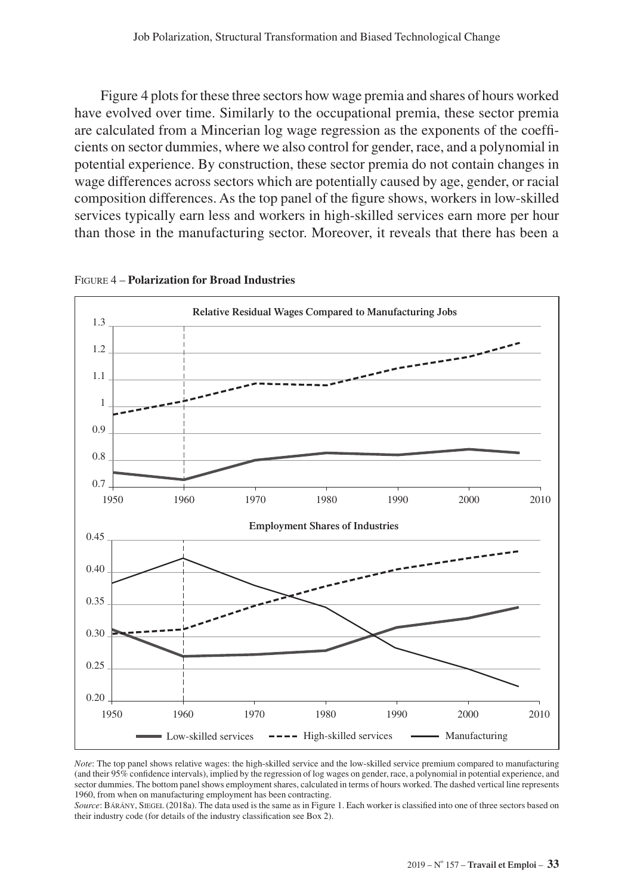Figure 4 plots for these three sectors how wage premia and shares of hours worked have evolved over time. Similarly to the occupational premia, these sector premia are calculated from a Mincerian log wage regression as the exponents of the coefficients on sector dummies, where we also control for gender, race, and a polynomial in potential experience. By construction, these sector premia do not contain changes in wage differences across sectors which are potentially caused by age, gender, or racial composition differences. As the top panel of the figure shows, workers in low-skilled services typically earn less and workers in high-skilled services earn more per hour than those in the manufacturing sector. Moreover, it reveals that there has been a

FIGURE 4 – **Polarization for Broad Industries**

*Note*: The top panel shows relative wages: the high-skilled service and the low-skilled service premium compared to manufacturing (and their 95% confidence intervals), implied by the regression of log wages on gender, race, a polynomial in potential experience, and sector dummies. The bottom panel shows employment shares, calculated in terms of hours worked. The dashed vertical line represents 1960, from when on manufacturing employment has been contracting.

*Source*: BÁRÁNY, SIEGEL (2018a). The data used is the same as in Figure 1. Each worker is classified into one of three sectors based on their industry code (for details of the industry classification see Box 2).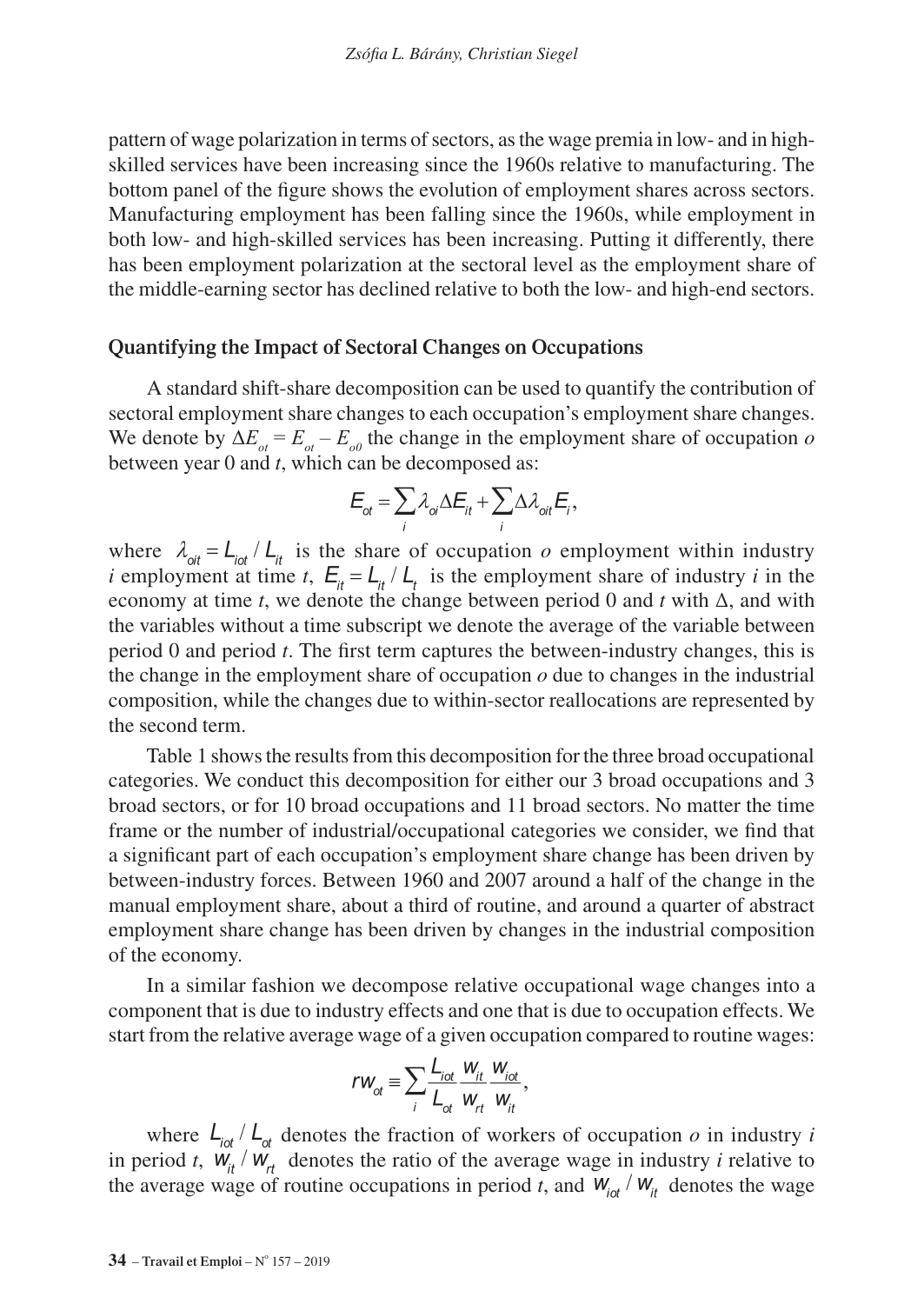pattern of wage polarization in terms of sectors, as the wage premia in low- and in high-skilled services have been increasing since the 1960s relative to manufacturing. The bottom panel of the figure shows the evolution of employment shares across sectors. Manufacturing employment has been falling since the 1960s, while employment in both low- and high-skilled services has been increasing. Putting it differently, there has been employment polarization at the sectoral level as the employment share of the middle-earning sector has declined relative to both the low- and high-end sectors.

### Quantifying the Impact of Sectoral Changes on Occupations

A standard shift-share decomposition can be used to quantify the contribution of sectoral employment share changes to each occupation's employment share changes. We denote by $\Delta E_{ot} = E_{ot} - E_{o0}$ the change in the employment share of occupation *o* between year 0 and *t*, which can be decomposed as:

$$E_{ot} = \sum_i \lambda_{oi} \Delta E_{it} + \sum_i \Delta \lambda_{oit} E_i,$$

where $\lambda_{oit} = L_{iot} / L_{it}$ is the share of occupation *o* employment within industry *i* employment at time *t*, $E_{it} = L_{it} / L_t$ is the employment share of industry *i* in the economy at time *t*, we denote the change between period 0 and *t* with $\Delta$, and with the variables without a time subscript we denote the average of the variable between period 0 and period *t*. The first term captures the between-industry changes, this is the change in the employment share of occupation *o* due to changes in the industrial composition, while the changes due to within-sector reallocations are represented by the second term.

Table 1 shows the results from this decomposition for the three broad occupational categories. We conduct this decomposition for either our 3 broad occupations and 3 broad sectors, or for 10 broad occupations and 11 broad sectors. No matter the time frame or the number of industrial/occupational categories we consider, we find that a significant part of each occupation's employment share change has been driven by between-industry forces. Between 1960 and 2007 around a half of the change in the manual employment share, about a third of routine, and around a quarter of abstract employment share change has been driven by changes in the industrial composition of the economy.

In a similar fashion we decompose relative occupational wage changes into a component that is due to industry effects and one that is due to occupation effects. We start from the relative average wage of a given occupation compared to routine wages:

$$rw_{ot} \equiv \sum_i \frac{L_{iot}}{L_{ot}} \frac{w_{it}}{w_{rt}} \frac{w_{iot}}{w_{it}},$$

where $L_{iot} / L_{ot}$ denotes the fraction of workers of occupation *o* in industry *i* in period *t*, $w_{it} / w_{rt}$ denotes the ratio of the average wage in industry *i* relative to the average wage of routine occupations in period *t*, and $w_{iot} / w_{it}$ denotes the wage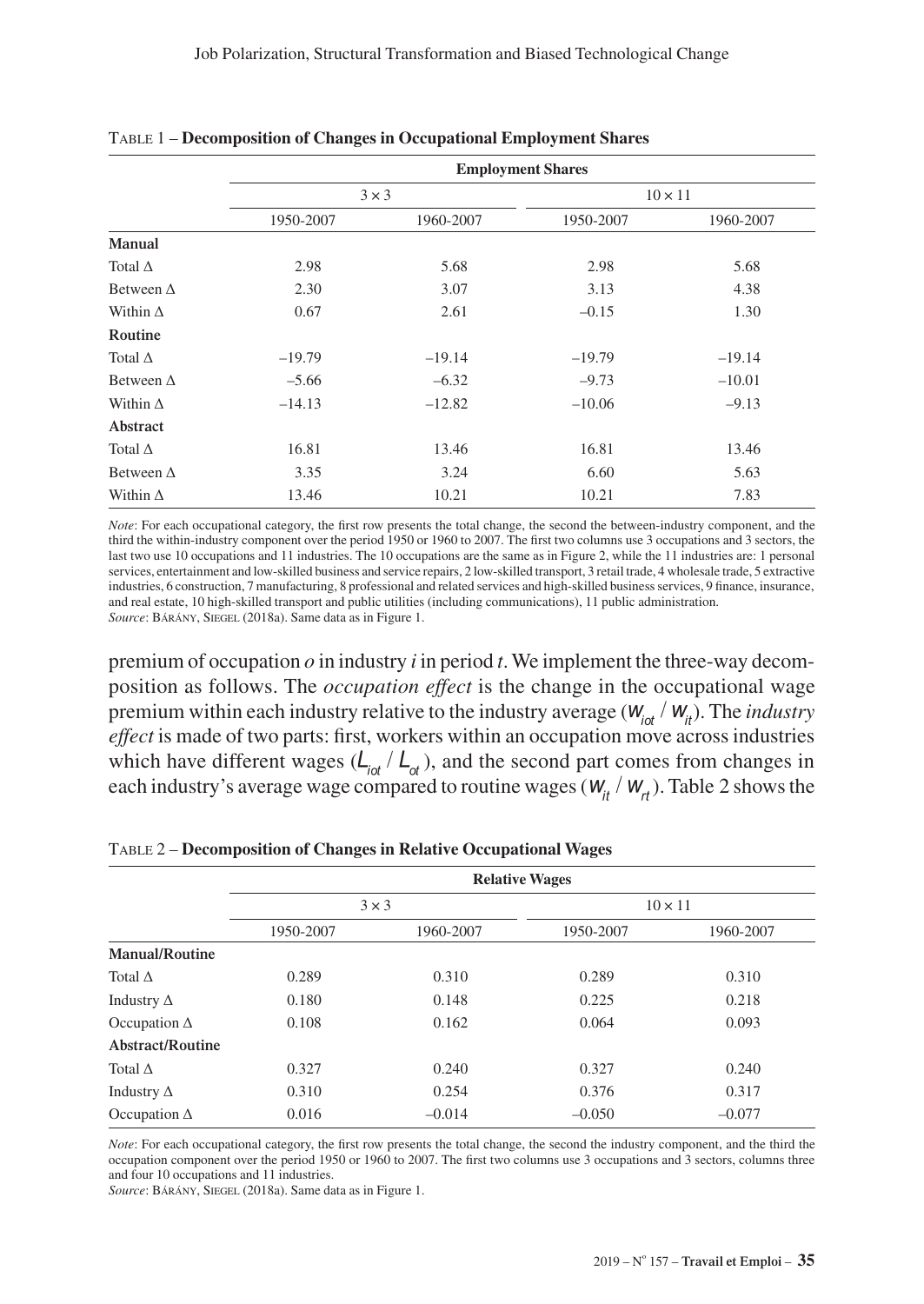TABLE 1 – **Decomposition of Changes in Occupational Employment Shares**

| | Employment Shares | | | |
|---|---|---|---|---|
| | 3 × 3 | | 10 × 11 | |
| | 1950-2007 | 1960-2007 | 1950-2007 | 1960-2007 |
| **Manual** | | | | |
| Total Δ | 2.98 | 5.68 | 2.98 | 5.68 |
| Between Δ | 2.30 | 3.07 | 3.13 | 4.38 |
| Within Δ | 0.67 | 2.61 | –0.15 | 1.30 |
| **Routine** | | | | |
| Total Δ | –19.79 | –19.14 | –19.79 | –19.14 |
| Between Δ | –5.66 | –6.32 | –9.73 | –10.01 |
| Within Δ | –14.13 | –12.82 | –10.06 | –9.13 |
| **Abstract** | | | | |
| Total Δ | 16.81 | 13.46 | 16.81 | 13.46 |
| Between Δ | 3.35 | 3.24 | 6.60 | 5.63 |
| Within Δ | 13.46 | 10.21 | 10.21 | 7.83 |

*Note*: For each occupational category, the first row presents the total change, the second the between-industry component, and the third the within-industry component over the period 1950 or 1960 to 2007. The first two columns use 3 occupations and 3 sectors, the last two use 10 occupations and 11 industries. The 10 occupations are the same as in Figure 2, while the 11 industries are: 1 personal services, entertainment and low-skilled business and service repairs, 2 low-skilled transport, 3 retail trade, 4 wholesale trade, 5 extractive industries, 6 construction, 7 manufacturing, 8 professional and related services and high-skilled business services, 9 finance, insurance, and real estate, 10 high-skilled transport and public utilities (including communications), 11 public administration.
*Source*: Bárány, Siegel (2018a). Same data as in Figure 1.

premium of occupation *o* in industry *i* in period *t*. We implement the three-way decomposition as follows. The *occupation effect* is the change in the occupational wage premium within each industry relative to the industry average ($w_{iot} / w_{it}$). The *industry effect* is made of two parts: first, workers within an occupation move across industries which have different wages ($L_{iot} / L_{ot}$), and the second part comes from changes in each industry's average wage compared to routine wages ($w_{it} / w_{rt}$). Table 2 shows the

TABLE 2 – **Decomposition of Changes in Relative Occupational Wages**

| | Relative Wages | | | |
|---|---|---|---|---|
| | 3 × 3 | | 10 × 11 | |
| | 1950-2007 | 1960-2007 | 1950-2007 | 1960-2007 |
| **Manual/Routine** | | | | |
| Total Δ | 0.289 | 0.310 | 0.289 | 0.310 |
| Industry Δ | 0.180 | 0.148 | 0.225 | 0.218 |
| Occupation Δ | 0.108 | 0.162 | 0.064 | 0.093 |
| **Abstract/Routine** | | | | |
| Total Δ | 0.327 | 0.240 | 0.327 | 0.240 |
| Industry Δ | 0.310 | 0.254 | 0.376 | 0.317 |
| Occupation Δ | 0.016 | –0.014 | –0.050 | –0.077 |

*Note*: For each occupational category, the first row presents the total change, the second the industry component, and the third the occupation component over the period 1950 or 1960 to 2007. The first two columns use 3 occupations and 3 sectors, columns three and four 10 occupations and 11 industries.
*Source*: Bárány, Siegel (2018a). Same data as in Figure 1.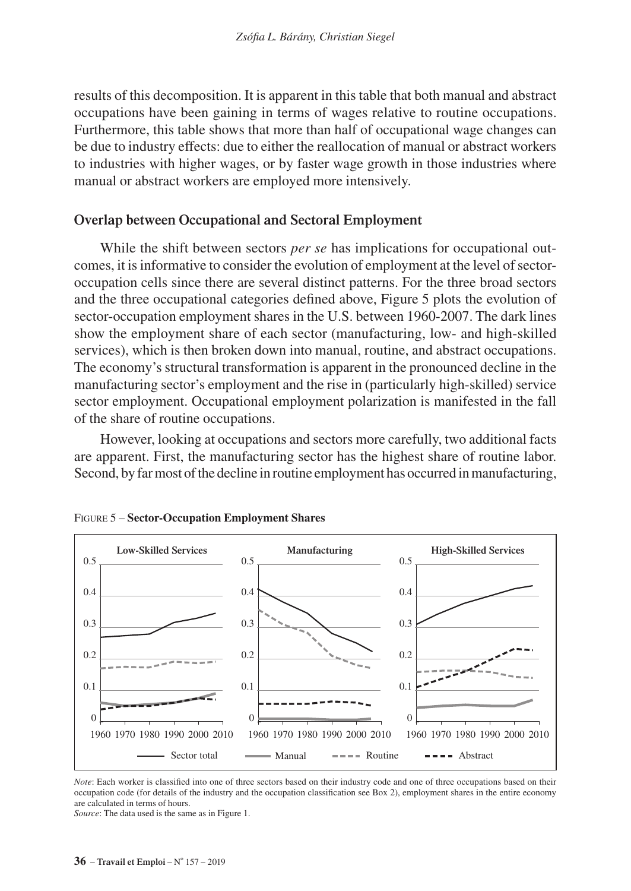results of this decomposition. It is apparent in this table that both manual and abstract occupations have been gaining in terms of wages relative to routine occupations. Furthermore, this table shows that more than half of occupational wage changes can be due to industry effects: due to either the reallocation of manual or abstract workers to industries with higher wages, or by faster wage growth in those industries where manual or abstract workers are employed more intensively.

### Overlap between Occupational and Sectoral Employment

While the shift between sectors *per se* has implications for occupational outcomes, it is informative to consider the evolution of employment at the level of sector-occupation cells since there are several distinct patterns. For the three broad sectors and the three occupational categories defined above, Figure 5 plots the evolution of sector-occupation employment shares in the U.S. between 1960-2007. The dark lines show the employment share of each sector (manufacturing, low- and high-skilled services), which is then broken down into manual, routine, and abstract occupations. The economy's structural transformation is apparent in the pronounced decline in the manufacturing sector's employment and the rise in (particularly high-skilled) service sector employment. Occupational employment polarization is manifested in the fall of the share of routine occupations.

However, looking at occupations and sectors more carefully, two additional facts are apparent. First, the manufacturing sector has the highest share of routine labor. Second, by far most of the decline in routine employment has occurred in manufacturing,

FIGURE 5 – **Sector-Occupation Employment Shares**

*Note*: Each worker is classified into one of three sectors based on their industry code and one of three occupations based on their occupation code (for details of the industry and the occupation classification see Box 2), employment shares in the entire economy are calculated in terms of hours.
*Source*: The data used is the same as in Figure 1.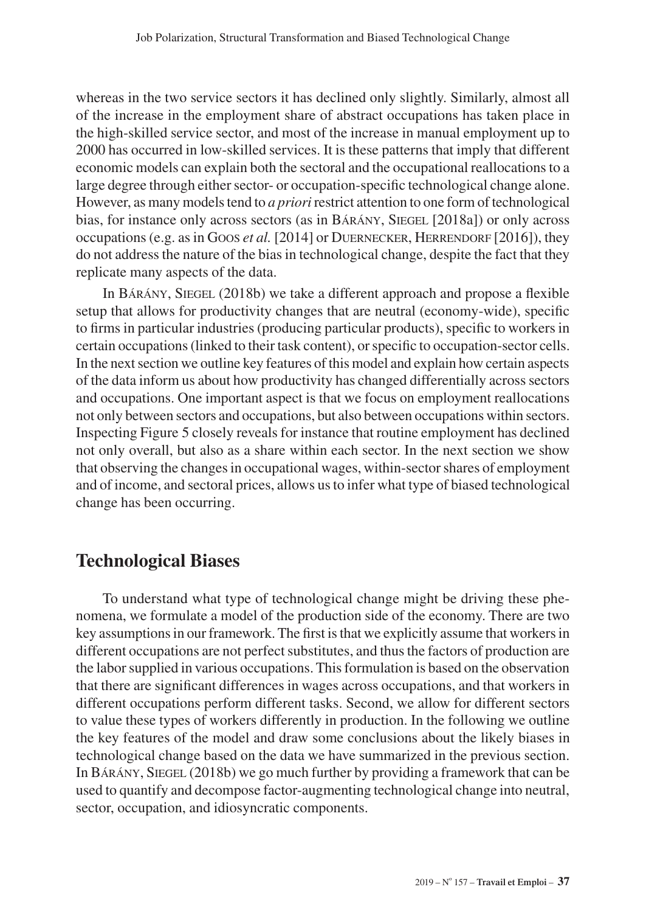whereas in the two service sectors it has declined only slightly. Similarly, almost all of the increase in the employment share of abstract occupations has taken place in the high-skilled service sector, and most of the increase in manual employment up to 2000 has occurred in low-skilled services. It is these patterns that imply that different economic models can explain both the sectoral and the occupational reallocations to a large degree through either sector- or occupation-specific technological change alone. However, as many models tend to *a priori* restrict attention to one form of technological bias, for instance only across sectors (as in Bárány, Siegel [2018a]) or only across occupations (e.g. as in Goos *et al.* [2014] or Duernecker, Herrendorf [2016]), they do not address the nature of the bias in technological change, despite the fact that they replicate many aspects of the data.

In Bárány, Siegel (2018b) we take a different approach and propose a flexible setup that allows for productivity changes that are neutral (economy-wide), specific to firms in particular industries (producing particular products), specific to workers in certain occupations (linked to their task content), or specific to occupation-sector cells. In the next section we outline key features of this model and explain how certain aspects of the data inform us about how productivity has changed differentially across sectors and occupations. One important aspect is that we focus on employment reallocations not only between sectors and occupations, but also between occupations within sectors. Inspecting Figure 5 closely reveals for instance that routine employment has declined not only overall, but also as a share within each sector. In the next section we show that observing the changes in occupational wages, within-sector shares of employment and of income, and sectoral prices, allows us to infer what type of biased technological change has been occurring.

## Technological Biases

To understand what type of technological change might be driving these phenomena, we formulate a model of the production side of the economy. There are two key assumptions in our framework. The first is that we explicitly assume that workers in different occupations are not perfect substitutes, and thus the factors of production are the labor supplied in various occupations. This formulation is based on the observation that there are significant differences in wages across occupations, and that workers in different occupations perform different tasks. Second, we allow for different sectors to value these types of workers differently in production. In the following we outline the key features of the model and draw some conclusions about the likely biases in technological change based on the data we have summarized in the previous section. In Bárány, Siegel (2018b) we go much further by providing a framework that can be used to quantify and decompose factor-augmenting technological change into neutral, sector, occupation, and idiosyncratic components.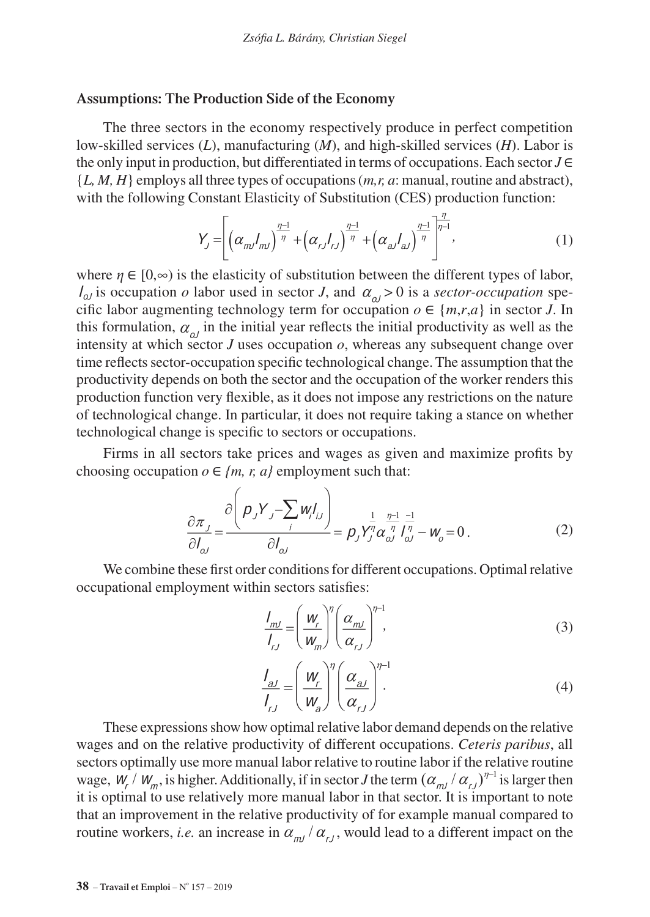### Assumptions: The Production Side of the Economy

The three sectors in the economy respectively produce in perfect competition low-skilled services (*L*), manufacturing (*M*), and high-skilled services (*H*). Labor is the only input in production, but differentiated in terms of occupations. Each sector $J \in \{L, M, H\}$ employs all three types of occupations (*m,r, a*: manual, routine and abstract), with the following Constant Elasticity of Substitution (CES) production function:

$$Y_J = \left[ \left(\alpha_{mJ} l_{mJ}\right)^{\frac{\eta-1}{\eta}} + \left(\alpha_{rJ} l_{rJ}\right)^{\frac{\eta-1}{\eta}} + \left(\alpha_{aJ} l_{aJ}\right)^{\frac{\eta-1}{\eta}} \right]^{\frac{\eta}{\eta-1}}, \tag{1}$$

where $\eta \in [0,\infty)$ is the elasticity of substitution between the different types of labor, $l_{oJ}$ is occupation *o* labor used in sector *J*, and $\alpha_{oJ} > 0$ is a *sector-occupation* specific labor augmenting technology term for occupation $o \in \{m,r,a\}$ in sector *J*. In this formulation, $\alpha_{oJ}$ in the initial year reflects the initial productivity as well as the intensity at which sector *J* uses occupation *o*, whereas any subsequent change over time reflects sector-occupation specific technological change. The assumption that the productivity depends on both the sector and the occupation of the worker renders this production function very flexible, as it does not impose any restrictions on the nature of technological change. In particular, it does not require taking a stance on whether technological change is specific to sectors or occupations.

Firms in all sectors take prices and wages as given and maximize profits by choosing occupation $o \in \{m, r, a\}$ employment such that:

$$\frac{\partial \pi_J}{\partial l_{oJ}} = \frac{\partial \left( p_J Y_J - \sum_i w_i l_{iJ} \right)}{\partial l_{oJ}} = p_J Y_J^{\frac{1}{\eta}} \alpha_{oJ}^{\frac{\eta-1}{\eta}} l_{oJ}^{\frac{-1}{\eta}} - w_o = 0. \tag{2}$$

We combine these first order conditions for different occupations. Optimal relative occupational employment within sectors satisfies:

$$\frac{l_{mJ}}{l_{rJ}} = \left( \frac{w_r}{w_m} \right)^{\eta} \left( \frac{\alpha_{mJ}}{\alpha_{rJ}} \right)^{\eta-1}, \tag{3}$$

$$\frac{l_{aJ}}{l_{rJ}} = \left( \frac{w_r}{w_a} \right)^{\eta} \left( \frac{\alpha_{aJ}}{\alpha_{rJ}} \right)^{\eta-1}. \tag{4}$$

These expressions show how optimal relative labor demand depends on the relative wages and on the relative productivity of different occupations. *Ceteris paribus*, all sectors optimally use more manual labor relative to routine labor if the relative routine wage, $w_r / w_m$, is higher. Additionally, if in sector *J* the term $(\alpha_{mJ} / \alpha_{rJ})^{\eta-1}$ is larger then it is optimal to use relatively more manual labor in that sector. It is important to note that an improvement in the relative productivity of for example manual compared to routine workers, *i.e.* an increase in $\alpha_{mJ} / \alpha_{rJ}$, would lead to a different impact on the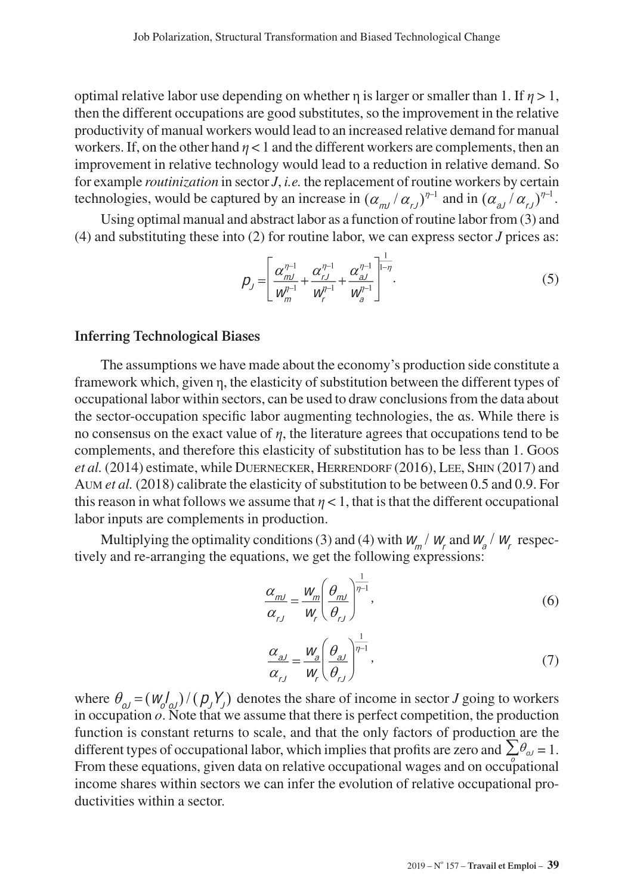optimal relative labor use depending on whether η is larger or smaller than 1. If $\eta > 1$, then the different occupations are good substitutes, so the improvement in the relative productivity of manual workers would lead to an increased relative demand for manual workers. If, on the other hand $\eta < 1$ and the different workers are complements, then an improvement in relative technology would lead to a reduction in relative demand. So for example *routinization* in sector *J*, *i.e.* the replacement of routine workers by certain technologies, would be captured by an increase in $(\alpha_{mJ} / \alpha_{rJ})^{\eta-1}$ and in $(\alpha_{aJ} / \alpha_{rJ})^{\eta-1}$.

Using optimal manual and abstract labor as a function of routine labor from (3) and (4) and substituting these into (2) for routine labor, we can express sector *J* prices as:

$$p_J = \left[ \frac{\alpha_{mJ}^{\eta-1}}{w_m^{\eta-1}} + \frac{\alpha_{rJ}^{\eta-1}}{w_r^{\eta-1}} + \frac{\alpha_{aJ}^{\eta-1}}{w_a^{\eta-1}} \right]^{\frac{1}{1-\eta}}. \tag{5}$$

### Inferring Technological Biases

The assumptions we have made about the economy's production side constitute a framework which, given η, the elasticity of substitution between the different types of occupational labor within sectors, can be used to draw conclusions from the data about the sector-occupation specific labor augmenting technologies, the αs. While there is no consensus on the exact value of $\eta$, the literature agrees that occupations tend to be complements, and therefore this elasticity of substitution has to be less than 1. Goos *et al.* (2014) estimate, while Duernecker, Herrendorf (2016), Lee, Shin (2017) and Aum *et al.* (2018) calibrate the elasticity of substitution to be between 0.5 and 0.9. For this reason in what follows we assume that $\eta < 1$, that is that the different occupational labor inputs are complements in production.

Multiplying the optimality conditions (3) and (4) with $w_m / w_r$ and $w_a / w_r$ respectively and re-arranging the equations, we get the following expressions:

$$\frac{\alpha_{mJ}}{\alpha_{rJ}} = \frac{w_m}{w_r} \left( \frac{\theta_{mJ}}{\theta_{rJ}} \right)^{\frac{1}{\eta-1}}, \tag{6}$$

$$\frac{\alpha_{aJ}}{\alpha_{rJ}} = \frac{w_a}{w_r} \left( \frac{\theta_{aJ}}{\theta_{rJ}} \right)^{\frac{1}{\eta-1}}, \tag{7}$$

where $\theta_{oJ} = (w_o l_{oJ}) / (p_J Y_J)$ denotes the share of income in sector *J* going to workers in occupation *o*. Note that we assume that there is perfect competition, the production function is constant returns to scale, and that the only factors of production are the different types of occupational labor, which implies that profits are zero and $\sum_o \theta_{oJ} = 1$. From these equations, given data on relative occupational wages and on occupational income shares within sectors we can infer the evolution of relative occupational productivities within a sector.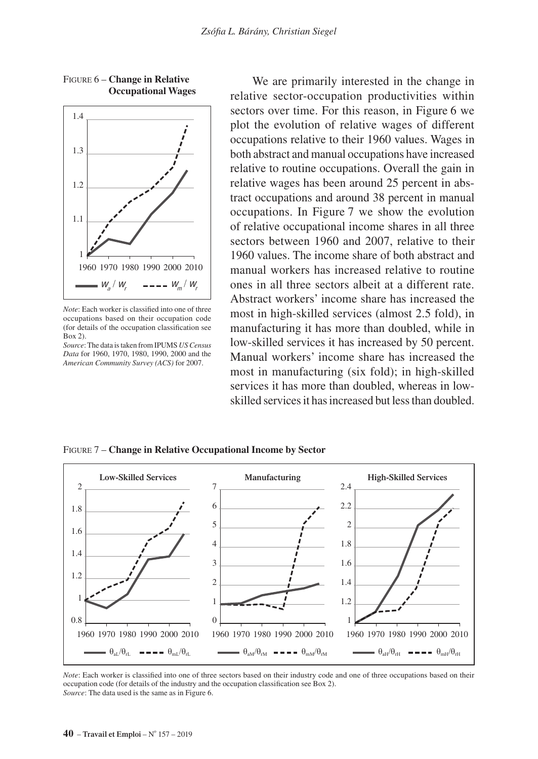Figure 6 – **Change in Relative Occupational Wages**

*Note*: Each worker is classified into one of three occupations based on their occupation code (for details of the occupation classification see Box 2).

*Source*: The data is taken from IPUMS *US Census Data* for 1960, 1970, 1980, 1990, 2000 and the *American Community Survey (ACS)* for 2007.

We are primarily interested in the change in relative sector-occupation productivities within sectors over time. For this reason, in Figure 6 we plot the evolution of relative wages of different occupations relative to their 1960 values. Wages in both abstract and manual occupations have increased relative to routine occupations. Overall the gain in relative wages has been around 25 percent in abstract occupations and around 38 percent in manual occupations. In Figure 7 we show the evolution of relative occupational income shares in all three sectors between 1960 and 2007, relative to their 1960 values. The income share of both abstract and manual workers has increased relative to routine ones in all three sectors albeit at a different rate. Abstract workers' income share has increased the most in high-skilled services (almost 2.5 fold), in manufacturing it has more than doubled, while in low-skilled services it has increased by 50 percent. Manual workers' income share has increased the most in manufacturing (six fold); in high-skilled services it has more than doubled, whereas in low-skilled services it has increased but less than doubled.

Figure 7 – **Change in Relative Occupational Income by Sector**

*Note*: Each worker is classified into one of three sectors based on their industry code and one of three occupations based on their occupation code (for details of the industry and the occupation classification see Box 2).

*Source*: The data used is the same as in Figure 6.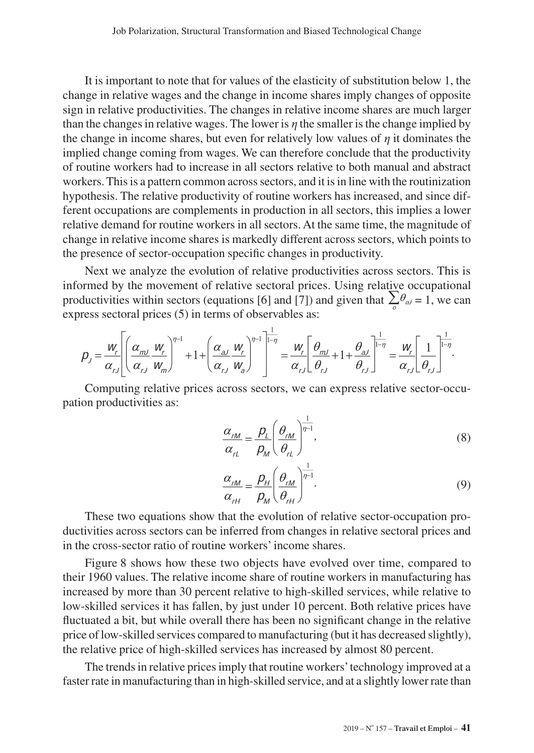It is important to note that for values of the elasticity of substitution below 1, the change in relative wages and the change in income shares imply changes of opposite sign in relative productivities. The changes in relative income shares are much larger than the changes in relative wages. The lower is $\eta$ the smaller is the change implied by the change in income shares, but even for relatively low values of $\eta$ it dominates the implied change coming from wages. We can therefore conclude that the productivity of routine workers had to increase in all sectors relative to both manual and abstract workers. This is a pattern common across sectors, and it is in line with the routinization hypothesis. The relative productivity of routine workers has increased, and since different occupations are complements in production in all sectors, this implies a lower relative demand for routine workers in all sectors. At the same time, the magnitude of change in relative income shares is markedly different across sectors, which points to the presence of sector-occupation specific changes in productivity.

Next we analyze the evolution of relative productivities across sectors. This is informed by the movement of relative sectoral prices. Using relative occupational productivities within sectors (equations [6] and [7]) and given that $\sum_o \theta_{oJ} = 1$, we can express sectoral prices (5) in terms of observables as:

$$p_J = \frac{w_r}{\alpha_{rJ}}\left[\left(\frac{\alpha_{mJ}}{\alpha_{rJ}}\frac{w_r}{w_m}\right)^{\eta-1} + 1 + \left(\frac{\alpha_{aJ}}{\alpha_{rJ}}\frac{w_r}{w_a}\right)^{\eta-1}\right]^{\frac{1}{1-\eta}} = \frac{w_r}{\alpha_{rJ}}\left[\frac{\theta_{mJ}}{\theta_{rJ}} + 1 + \frac{\theta_{aJ}}{\theta_{rJ}}\right]^{\frac{1}{1-\eta}} = \frac{w_r}{\alpha_{rJ}}\left[\frac{1}{\theta_{rJ}}\right]^{\frac{1}{1-\eta}}.$$

Computing relative prices across sectors, we can express relative sector-occupation productivities as:

$$\frac{\alpha_{rM}}{\alpha_{rL}} = \frac{p_L}{p_M}\left(\frac{\theta_{rM}}{\theta_{rL}}\right)^{\frac{1}{\eta-1}}, \tag{8}$$

$$\frac{\alpha_{rM}}{\alpha_{rH}} = \frac{p_H}{p_M}\left(\frac{\theta_{rM}}{\theta_{rH}}\right)^{\frac{1}{\eta-1}}. \tag{9}$$

These two equations show that the evolution of relative sector-occupation productivities across sectors can be inferred from changes in relative sectoral prices and in the cross-sector ratio of routine workers' income shares.

Figure 8 shows how these two objects have evolved over time, compared to their 1960 values. The relative income share of routine workers in manufacturing has increased by more than 30 percent relative to high-skilled services, while relative to low-skilled services it has fallen, by just under 10 percent. Both relative prices have fluctuated a bit, but while overall there has been no significant change in the relative price of low-skilled services compared to manufacturing (but it has decreased slightly), the relative price of high-skilled services has increased by almost 80 percent.

The trends in relative prices imply that routine workers' technology improved at a faster rate in manufacturing than in high-skilled service, and at a slightly lower rate than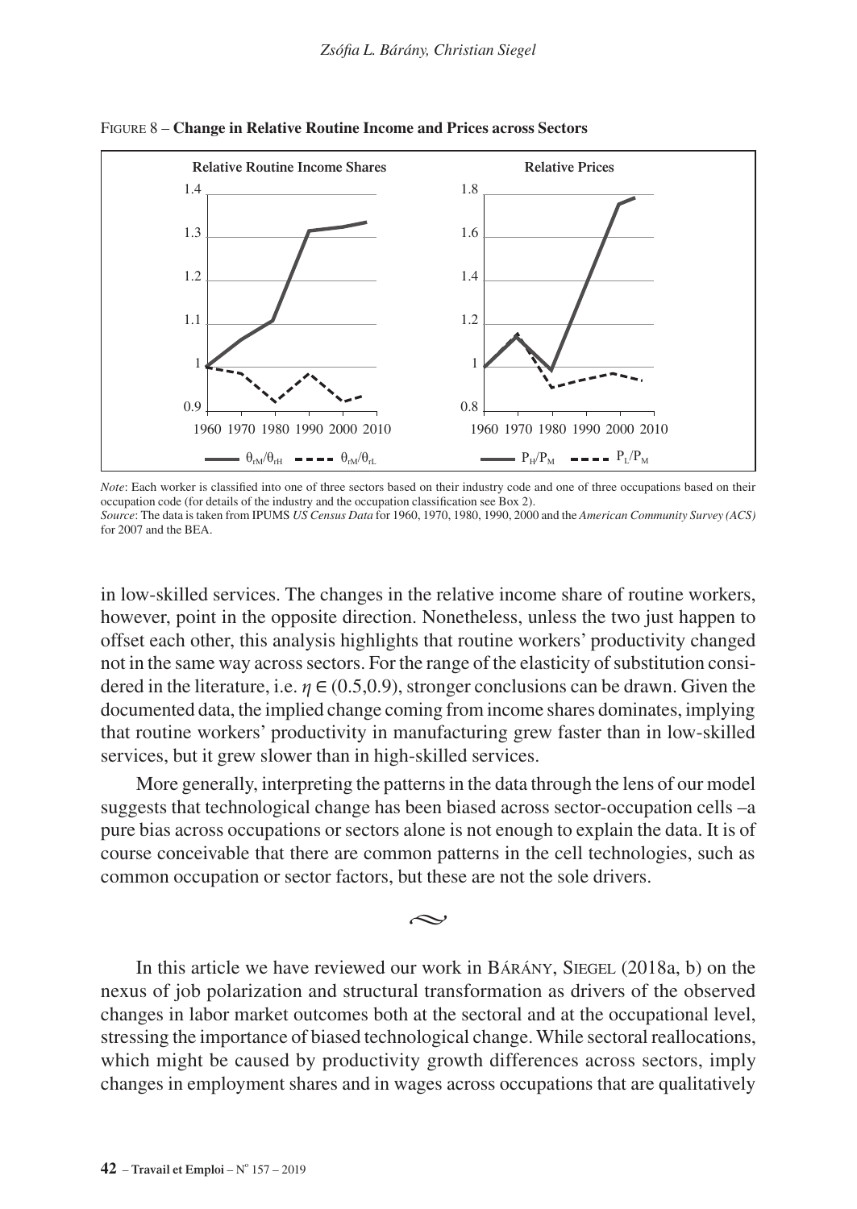FIGURE 8 – **Change in Relative Routine Income and Prices across Sectors**

*Note*: Each worker is classified into one of three sectors based on their industry code and one of three occupations based on their occupation code (for details of the industry and the occupation classification see Box 2).
*Source*: The data is taken from IPUMS *US Census Data* for 1960, 1970, 1980, 1990, 2000 and the *American Community Survey (ACS)* for 2007 and the BEA.

in low-skilled services. The changes in the relative income share of routine workers, however, point in the opposite direction. Nonetheless, unless the two just happen to offset each other, this analysis highlights that routine workers' productivity changed not in the same way across sectors. For the range of the elasticity of substitution considered in the literature, i.e. $\eta \in (0.5, 0.9)$, stronger conclusions can be drawn. Given the documented data, the implied change coming from income shares dominates, implying that routine workers' productivity in manufacturing grew faster than in low-skilled services, but it grew slower than in high-skilled services.

More generally, interpreting the patterns in the data through the lens of our model suggests that technological change has been biased across sector-occupation cells –a pure bias across occupations or sectors alone is not enough to explain the data. It is of course conceivable that there are common patterns in the cell technologies, such as common occupation or sector factors, but these are not the sole drivers.

≈

In this article we have reviewed our work in BÁRÁNY, SIEGEL (2018a, b) on the nexus of job polarization and structural transformation as drivers of the observed changes in labor market outcomes both at the sectoral and at the occupational level, stressing the importance of biased technological change. While sectoral reallocations, which might be caused by productivity growth differences across sectors, imply changes in employment shares and in wages across occupations that are qualitatively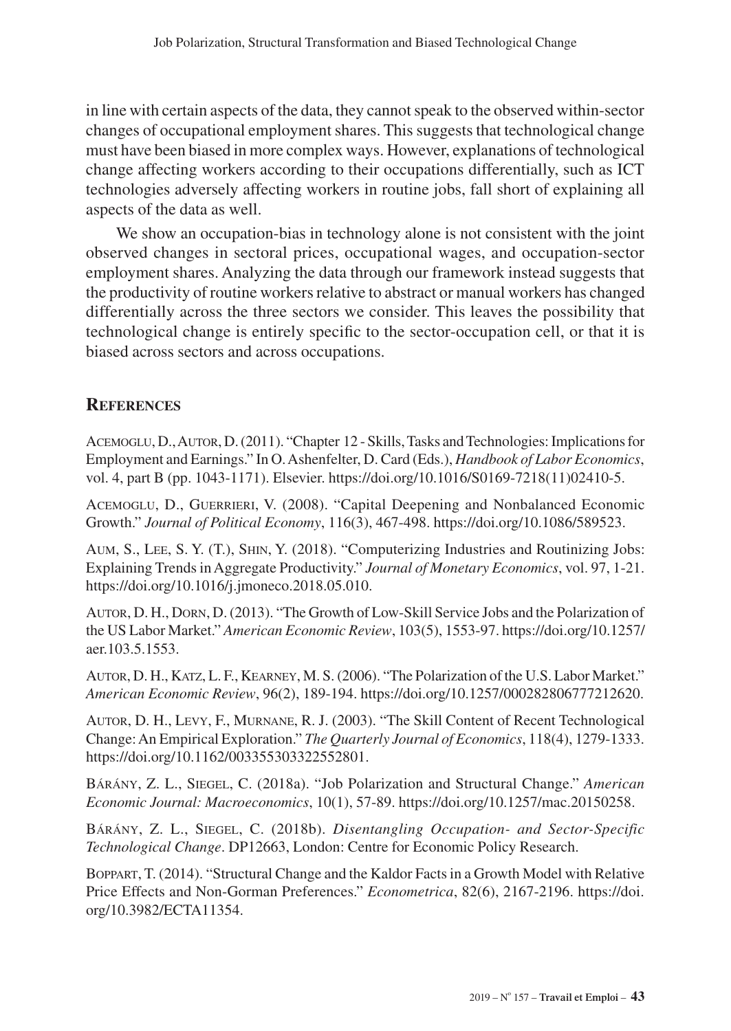in line with certain aspects of the data, they cannot speak to the observed within-sector changes of occupational employment shares. This suggests that technological change must have been biased in more complex ways. However, explanations of technological change affecting workers according to their occupations differentially, such as ICT technologies adversely affecting workers in routine jobs, fall short of explaining all aspects of the data as well.

We show an occupation-bias in technology alone is not consistent with the joint observed changes in sectoral prices, occupational wages, and occupation-sector employment shares. Analyzing the data through our framework instead suggests that the productivity of routine workers relative to abstract or manual workers has changed differentially across the three sectors we consider. This leaves the possibility that technological change is entirely specific to the sector-occupation cell, or that it is biased across sectors and across occupations.

## References

Acemoglu, D., Autor, D. (2011). "Chapter 12 - Skills, Tasks and Technologies: Implications for Employment and Earnings." In O. Ashenfelter, D. Card (Eds.), *Handbook of Labor Economics*, vol. 4, part B (pp. 1043-1171). Elsevier. https://doi.org/10.1016/S0169-7218(11)02410-5.

Acemoglu, D., Guerrieri, V. (2008). "Capital Deepening and Nonbalanced Economic Growth." *Journal of Political Economy*, 116(3), 467-498. https://doi.org/10.1086/589523.

Aum, S., Lee, S. Y. (T.), Shin, Y. (2018). "Computerizing Industries and Routinizing Jobs: Explaining Trends in Aggregate Productivity." *Journal of Monetary Economics*, vol. 97, 1-21. https://doi.org/10.1016/j.jmoneco.2018.05.010.

Autor, D. H., Dorn, D. (2013). "The Growth of Low-Skill Service Jobs and the Polarization of the US Labor Market." *American Economic Review*, 103(5), 1553-97. https://doi.org/10.1257/aer.103.5.1553.

Autor, D. H., Katz, L. F., Kearney, M. S. (2006). "The Polarization of the U.S. Labor Market." *American Economic Review*, 96(2), 189-194. https://doi.org/10.1257/000282806777212620.

Autor, D. H., Levy, F., Murnane, R. J. (2003). "The Skill Content of Recent Technological Change: An Empirical Exploration." *The Quarterly Journal of Economics*, 118(4), 1279-1333. https://doi.org/10.1162/003355303322552801.

Bárány, Z. L., Siegel, C. (2018a). "Job Polarization and Structural Change." *American Economic Journal: Macroeconomics*, 10(1), 57-89. https://doi.org/10.1257/mac.20150258.

Bárány, Z. L., Siegel, C. (2018b). *Disentangling Occupation- and Sector-Specific Technological Change*. DP12663, London: Centre for Economic Policy Research.

Boppart, T. (2014). "Structural Change and the Kaldor Facts in a Growth Model with Relative Price Effects and Non-Gorman Preferences." *Econometrica*, 82(6), 2167-2196. https://doi.org/10.3982/ECTA11354.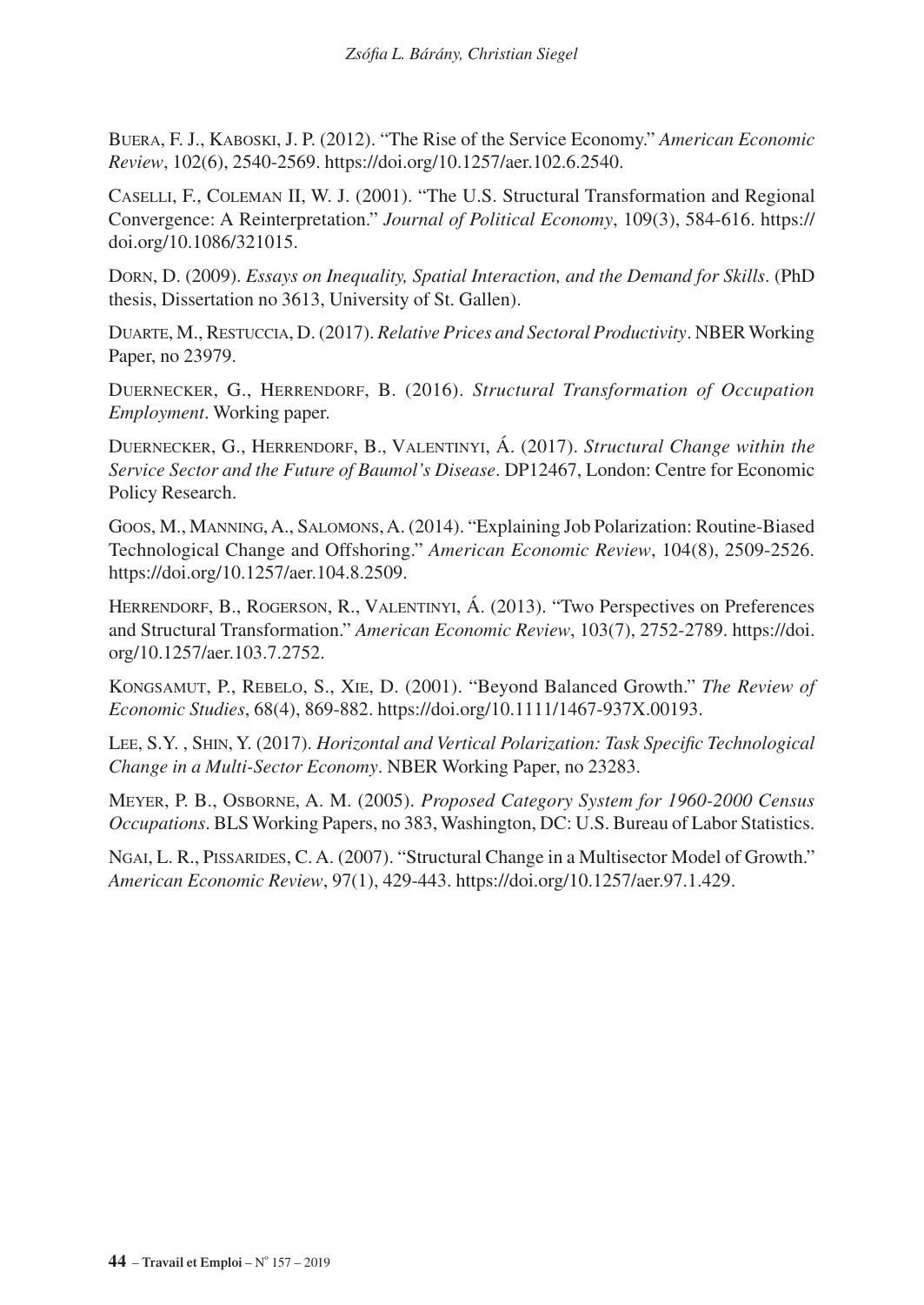Buera, F. J., Kaboski, J. P. (2012). "The Rise of the Service Economy." *American Economic Review*, 102(6), 2540-2569. https://doi.org/10.1257/aer.102.6.2540.

Caselli, F., Coleman II, W. J. (2001). "The U.S. Structural Transformation and Regional Convergence: A Reinterpretation." *Journal of Political Economy*, 109(3), 584-616. https://doi.org/10.1086/321015.

Dorn, D. (2009). *Essays on Inequality, Spatial Interaction, and the Demand for Skills*. (PhD thesis, Dissertation no 3613, University of St. Gallen).

Duarte, M., Restuccia, D. (2017). *Relative Prices and Sectoral Productivity*. NBER Working Paper, no 23979.

Duernecker, G., Herrendorf, B. (2016). *Structural Transformation of Occupation Employment*. Working paper.

Duernecker, G., Herrendorf, B., Valentinyi, Á. (2017). *Structural Change within the Service Sector and the Future of Baumol's Disease*. DP12467, London: Centre for Economic Policy Research.

Goos, M., Manning, A., Salomons, A. (2014). "Explaining Job Polarization: Routine-Biased Technological Change and Offshoring." *American Economic Review*, 104(8), 2509-2526. https://doi.org/10.1257/aer.104.8.2509.

Herrendorf, B., Rogerson, R., Valentinyi, Á. (2013). "Two Perspectives on Preferences and Structural Transformation." *American Economic Review*, 103(7), 2752-2789. https://doi.org/10.1257/aer.103.7.2752.

Kongsamut, P., Rebelo, S., Xie, D. (2001). "Beyond Balanced Growth." *The Review of Economic Studies*, 68(4), 869-882. https://doi.org/10.1111/1467-937X.00193.

Lee, S.Y. , Shin, Y. (2017). *Horizontal and Vertical Polarization: Task Specific Technological Change in a Multi-Sector Economy*. NBER Working Paper, no 23283.

Meyer, P. B., Osborne, A. M. (2005). *Proposed Category System for 1960-2000 Census Occupations*. BLS Working Papers, no 383, Washington, DC: U.S. Bureau of Labor Statistics.

Ngai, L. R., Pissarides, C. A. (2007). "Structural Change in a Multisector Model of Growth." *American Economic Review*, 97(1), 429-443. https://doi.org/10.1257/aer.97.1.429.